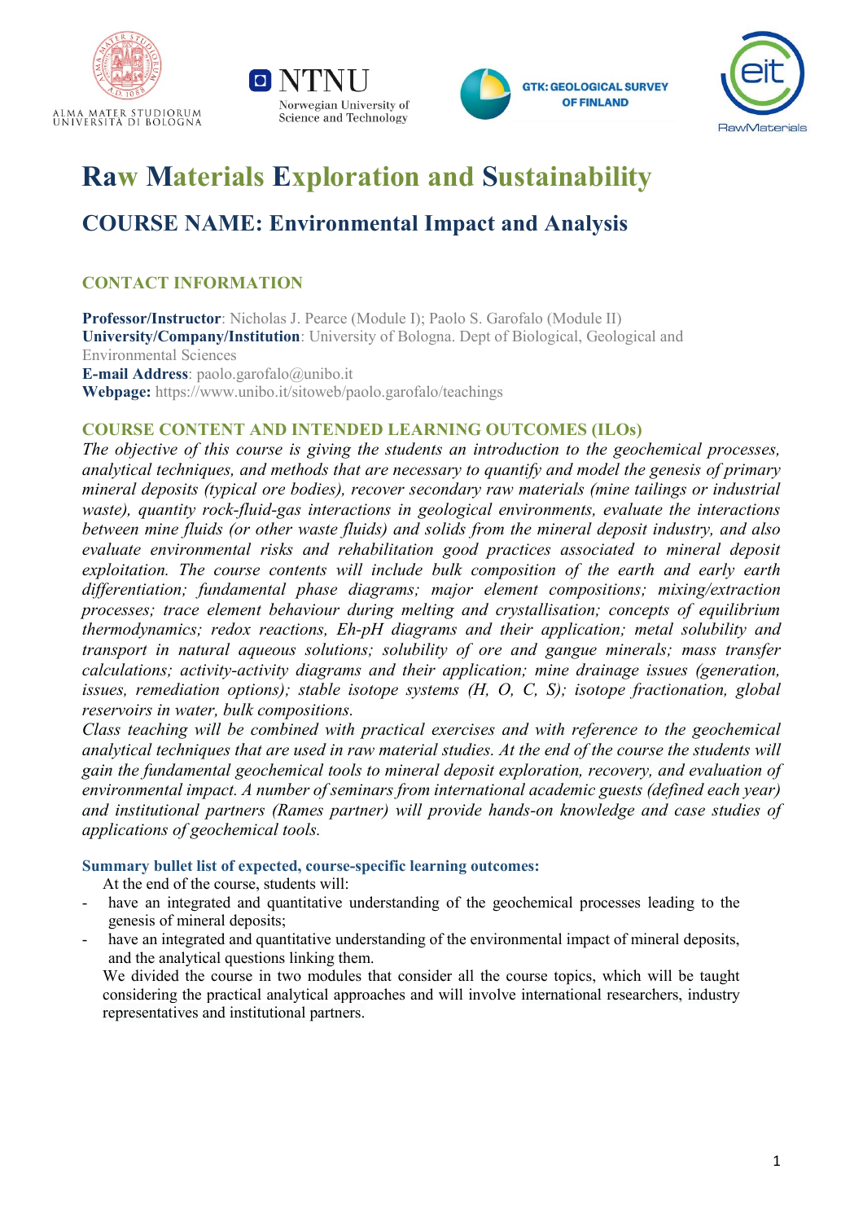# Raw Materials Exploration and Sustainability

## COURSE NAME: Environmental Impact and Analysis

### CONTACT INFORMATION

**Professor/Instructor**: Nicholas J. Pearce (Module I); Paolo S. Garofalo (Module II)
**University/Company/Institution**: University of Bologna. Dept of Biological, Geological and Environmental Sciences
**E-mail Address**: paolo.garofalo@unibo.it
**Webpage:** https://www.unibo.it/sitoweb/paolo.garofalo/teachings

### COURSE CONTENT AND INTENDED LEARNING OUTCOMES (ILOs)

*The objective of this course is giving the students an introduction to the geochemical processes, analytical techniques, and methods that are necessary to quantify and model the genesis of primary mineral deposits (typical ore bodies), recover secondary raw materials (mine tailings or industrial waste), quantity rock-fluid-gas interactions in geological environments, evaluate the interactions between mine fluids (or other waste fluids) and solids from the mineral deposit industry, and also evaluate environmental risks and rehabilitation good practices associated to mineral deposit exploitation. The course contents will include bulk composition of the earth and early earth differentiation; fundamental phase diagrams; major element compositions; mixing/extraction processes; trace element behaviour during melting and crystallisation; concepts of equilibrium thermodynamics; redox reactions, Eh-pH diagrams and their application; metal solubility and transport in natural aqueous solutions; solubility of ore and gangue minerals; mass transfer calculations; activity-activity diagrams and their application; mine drainage issues (generation, issues, remediation options); stable isotope systems (H, O, C, S); isotope fractionation, global reservoirs in water, bulk compositions.*

*Class teaching will be combined with practical exercises and with reference to the geochemical analytical techniques that are used in raw material studies. At the end of the course the students will gain the fundamental geochemical tools to mineral deposit exploration, recovery, and evaluation of environmental impact. A number of seminars from international academic guests (defined each year) and institutional partners (Rames partner) will provide hands-on knowledge and case studies of applications of geochemical tools.*

#### Summary bullet list of expected, course-specific learning outcomes:

At the end of the course, students will:

- have an integrated and quantitative understanding of the geochemical processes leading to the genesis of mineral deposits;
- have an integrated and quantitative understanding of the environmental impact of mineral deposits, and the analytical questions linking them.

We divided the course in two modules that consider all the course topics, which will be taught considering the practical analytical approaches and will involve international researchers, industry representatives and institutional partners.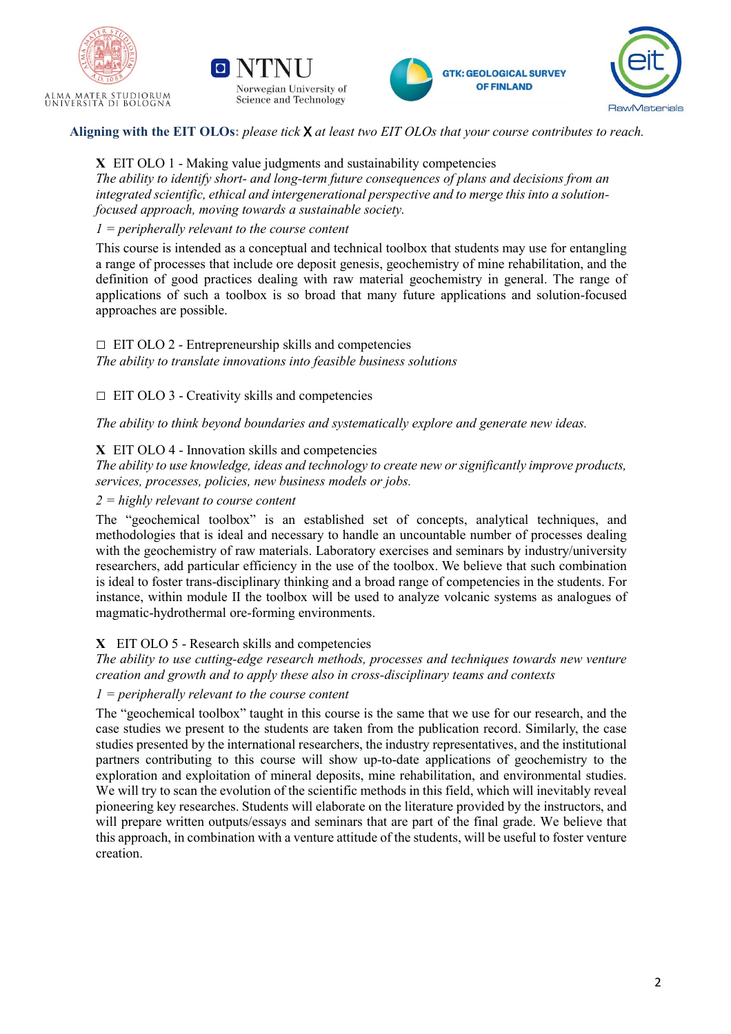**Aligning with the EIT OLOs:** *please tick* X *at least two EIT OLOs that your course contributes to reach.*

**X** EIT OLO 1 - Making value judgments and sustainability competencies
*The ability to identify short- and long-term future consequences of plans and decisions from an integrated scientific, ethical and intergenerational perspective and to merge this into a solution-focused approach, moving towards a sustainable society.*

*1 = peripherally relevant to the course content*

This course is intended as a conceptual and technical toolbox that students may use for entangling a range of processes that include ore deposit genesis, geochemistry of mine rehabilitation, and the definition of good practices dealing with raw material geochemistry in general. The range of applications of such a toolbox is so broad that many future applications and solution-focused approaches are possible.

☐ EIT OLO 2 - Entrepreneurship skills and competencies
*The ability to translate innovations into feasible business solutions*

☐ EIT OLO 3 - Creativity skills and competencies

*The ability to think beyond boundaries and systematically explore and generate new ideas.*

**X** EIT OLO 4 - Innovation skills and competencies
*The ability to use knowledge, ideas and technology to create new or significantly improve products, services, processes, policies, new business models or jobs.*

*2 = highly relevant to course content*

The "geochemical toolbox" is an established set of concepts, analytical techniques, and methodologies that is ideal and necessary to handle an uncountable number of processes dealing with the geochemistry of raw materials. Laboratory exercises and seminars by industry/university researchers, add particular efficiency in the use of the toolbox. We believe that such combination is ideal to foster trans-disciplinary thinking and a broad range of competencies in the students. For instance, within module II the toolbox will be used to analyze volcanic systems as analogues of magmatic-hydrothermal ore-forming environments.

**X** EIT OLO 5 - Research skills and competencies
*The ability to use cutting-edge research methods, processes and techniques towards new venture creation and growth and to apply these also in cross-disciplinary teams and contexts*

*1 = peripherally relevant to the course content*

The "geochemical toolbox" taught in this course is the same that we use for our research, and the case studies we present to the students are taken from the publication record. Similarly, the case studies presented by the international researchers, the industry representatives, and the institutional partners contributing to this course will show up-to-date applications of geochemistry to the exploration and exploitation of mineral deposits, mine rehabilitation, and environmental studies. We will try to scan the evolution of the scientific methods in this field, which will inevitably reveal pioneering key researches. Students will elaborate on the literature provided by the instructors, and will prepare written outputs/essays and seminars that are part of the final grade. We believe that this approach, in combination with a venture attitude of the students, will be useful to foster venture creation.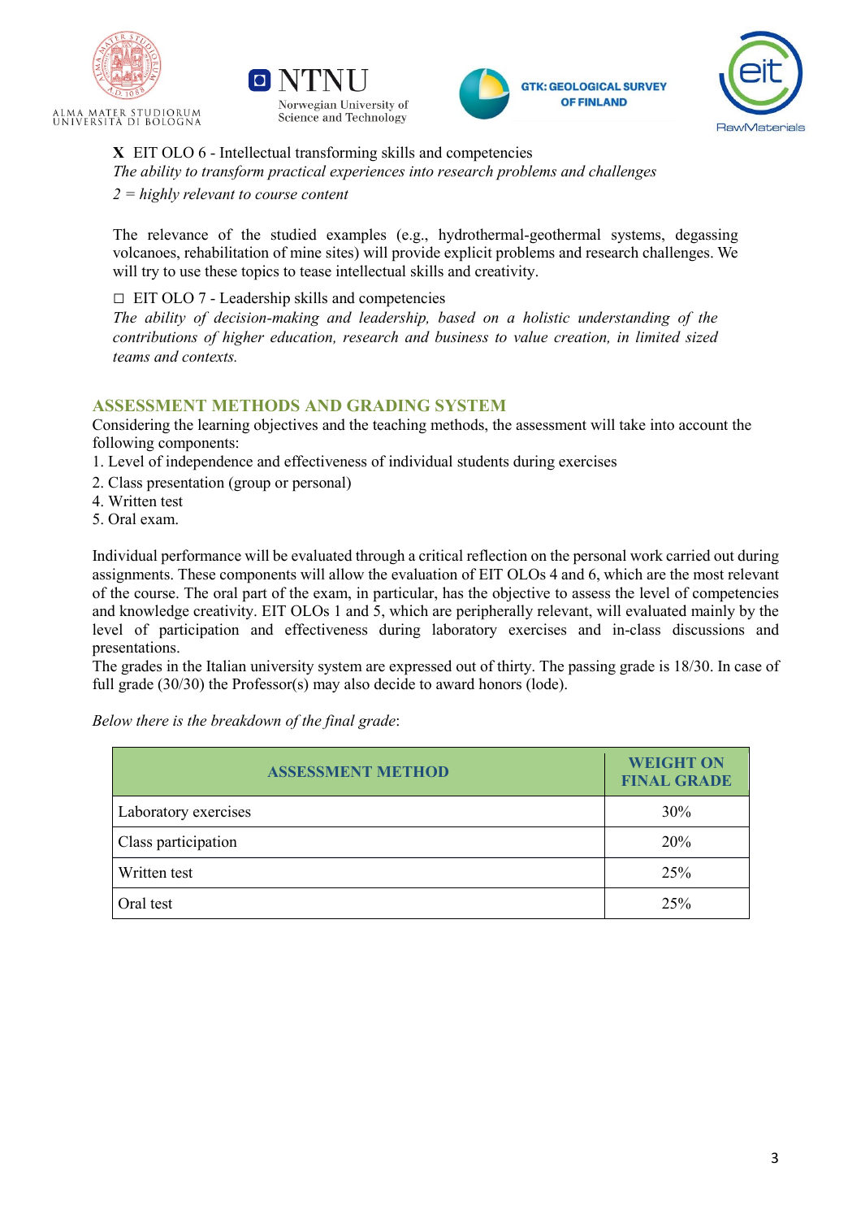**X** EIT OLO 6 - Intellectual transforming skills and competencies
*The ability to transform practical experiences into research problems and challenges*
*2 = highly relevant to course content*

The relevance of the studied examples (e.g., hydrothermal-geothermal systems, degassing volcanoes, rehabilitation of mine sites) will provide explicit problems and research challenges. We will try to use these topics to tease intellectual skills and creativity.

☐ EIT OLO 7 - Leadership skills and competencies
*The ability of decision-making and leadership, based on a holistic understanding of the contributions of higher education, research and business to value creation, in limited sized teams and contexts.*

## ASSESSMENT METHODS AND GRADING SYSTEM

Considering the learning objectives and the teaching methods, the assessment will take into account the following components:

1. Level of independence and effectiveness of individual students during exercises
2. Class presentation (group or personal)
4. Written test
5. Oral exam.

Individual performance will be evaluated through a critical reflection on the personal work carried out during assignments. These components will allow the evaluation of EIT OLOs 4 and 6, which are the most relevant of the course. The oral part of the exam, in particular, has the objective to assess the level of competencies and knowledge creativity. EIT OLOs 1 and 5, which are peripherally relevant, will evaluated mainly by the level of participation and effectiveness during laboratory exercises and in-class discussions and presentations.
The grades in the Italian university system are expressed out of thirty. The passing grade is 18/30. In case of full grade (30/30) the Professor(s) may also decide to award honors (lode).

*Below there is the breakdown of the final grade*:

| ASSESSMENT METHOD | WEIGHT ON FINAL GRADE |
|---|---|
| Laboratory exercises | 30% |
| Class participation | 20% |
| Written test | 25% |
| Oral test | 25% |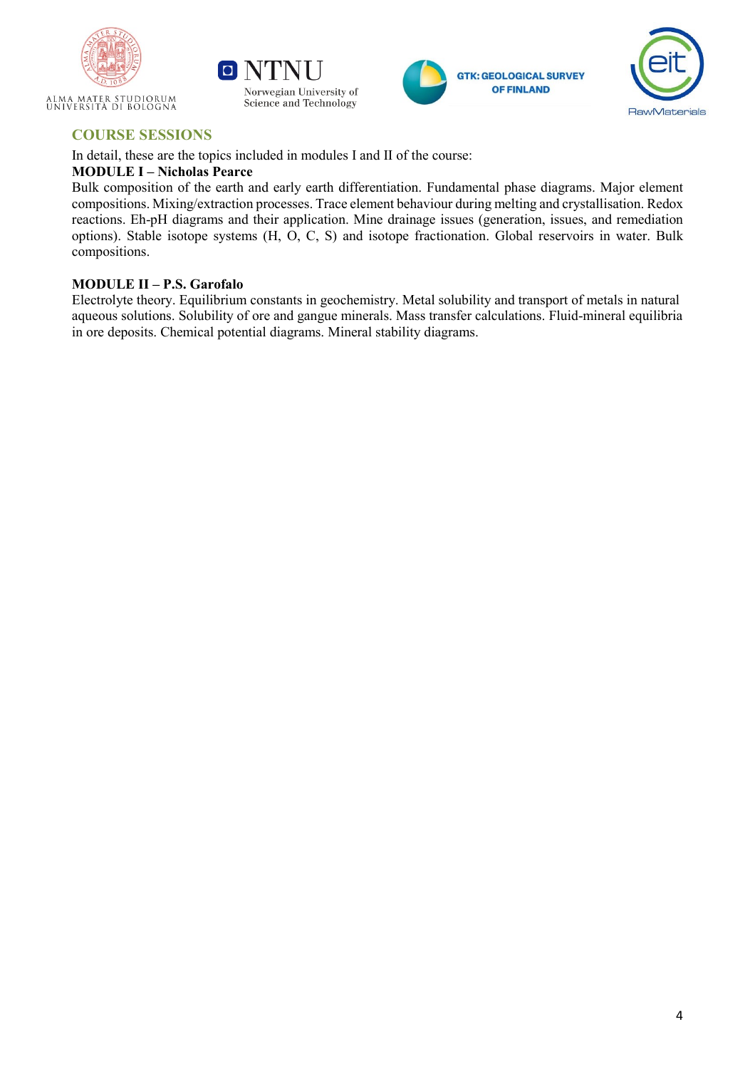## COURSE SESSIONS

In detail, these are the topics included in modules I and II of the course:

**MODULE I – Nicholas Pearce**

Bulk composition of the earth and early earth differentiation. Fundamental phase diagrams. Major element compositions. Mixing/extraction processes. Trace element behaviour during melting and crystallisation. Redox reactions. Eh-pH diagrams and their application. Mine drainage issues (generation, issues, and remediation options). Stable isotope systems (H, O, C, S) and isotope fractionation. Global reservoirs in water. Bulk compositions.

**MODULE II – P.S. Garofalo**

Electrolyte theory. Equilibrium constants in geochemistry. Metal solubility and transport of metals in natural aqueous solutions. Solubility of ore and gangue minerals. Mass transfer calculations. Fluid-mineral equilibria in ore deposits. Chemical potential diagrams. Mineral stability diagrams.